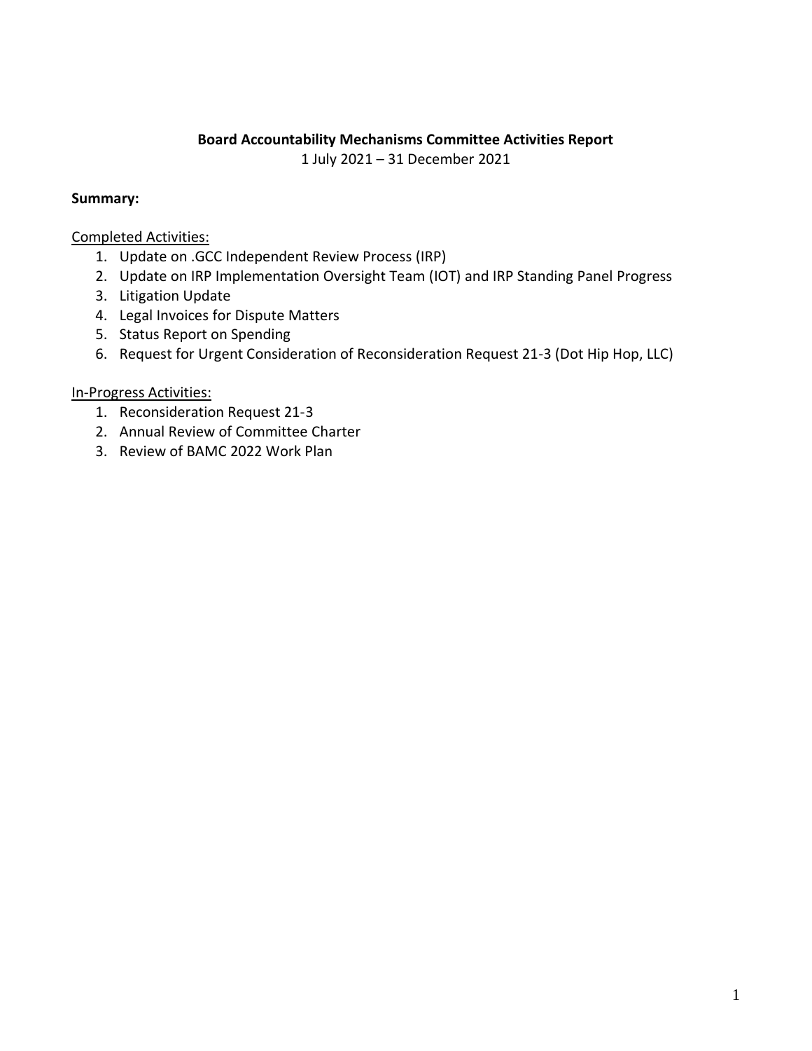**Board Accountability Mechanisms Committee Activities Report**

1 July 2021 – 31 December 2021

**Summary:**

Completed Activities:

1. Update on .GCC Independent Review Process (IRP)
2. Update on IRP Implementation Oversight Team (IOT) and IRP Standing Panel Progress
3. Litigation Update
4. Legal Invoices for Dispute Matters
5. Status Report on Spending
6. Request for Urgent Consideration of Reconsideration Request 21-3 (Dot Hip Hop, LLC)

In-Progress Activities:

1. Reconsideration Request 21-3
2. Annual Review of Committee Charter
3. Review of BAMC 2022 Work Plan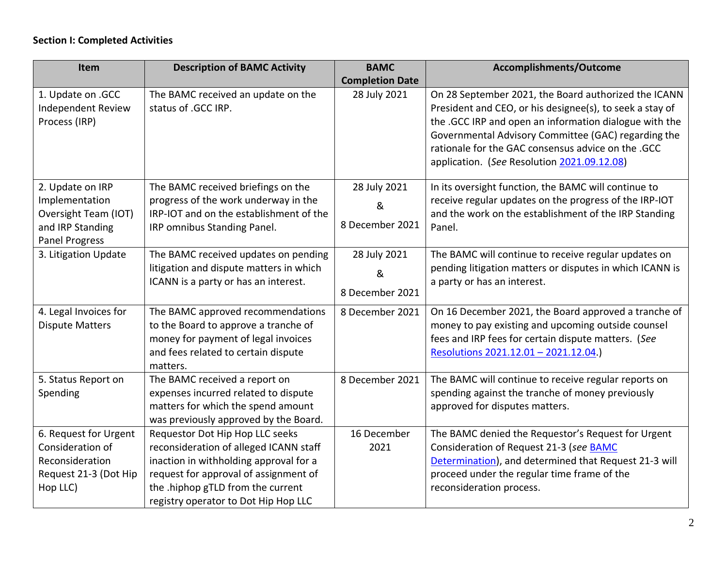**Section I: Completed Activities**

| Item | Description of BAMC Activity | BAMC Completion Date | Accomplishments/Outcome |
|---|---|---|---|
| 1. Update on .GCC Independent Review Process (IRP) | The BAMC received an update on the status of .GCC IRP. | 28 July 2021 | On 28 September 2021, the Board authorized the ICANN President and CEO, or his designee(s), to seek a stay of the .GCC IRP and open an information dialogue with the Governmental Advisory Committee (GAC) regarding the rationale for the GAC consensus advice on the .GCC application. (*See* Resolution [2021.09.12.08](2021.09.12.08)) |
| 2. Update on IRP Implementation Oversight Team (IOT) and IRP Standing Panel Progress | The BAMC received briefings on the progress of the work underway in the IRP-IOT and on the establishment of the IRP omnibus Standing Panel. | 28 July 2021 & 8 December 2021 | In its oversight function, the BAMC will continue to receive regular updates on the progress of the IRP-IOT and the work on the establishment of the IRP Standing Panel. |
| 3. Litigation Update | The BAMC received updates on pending litigation and dispute matters in which ICANN is a party or has an interest. | 28 July 2021 & 8 December 2021 | The BAMC will continue to receive regular updates on pending litigation matters or disputes in which ICANN is a party or has an interest. |
| 4. Legal Invoices for Dispute Matters | The BAMC approved recommendations to the Board to approve a tranche of money for payment of legal invoices and fees related to certain dispute matters. | 8 December 2021 | On 16 December 2021, the Board approved a tranche of money to pay existing and upcoming outside counsel fees and IRP fees for certain dispute matters. (*See* Resolutions 2021.12.01 – 2021.12.04.) |
| 5. Status Report on Spending | The BAMC received a report on expenses incurred related to dispute matters for which the spend amount was previously approved by the Board. | 8 December 2021 | The BAMC will continue to receive regular reports on spending against the tranche of money previously approved for disputes matters. |
| 6. Request for Urgent Consideration of Reconsideration Request 21-3 (Dot Hip Hop LLC) | Requestor Dot Hip Hop LLC seeks reconsideration of alleged ICANN staff inaction in withholding approval for a request for approval of assignment of the .hiphop gTLD from the current registry operator to Dot Hip Hop LLC | 16 December 2021 | The BAMC denied the Requestor's Request for Urgent Consideration of Request 21-3 (*see* BAMC Determination), and determined that Request 21-3 will proceed under the regular time frame of the reconsideration process. |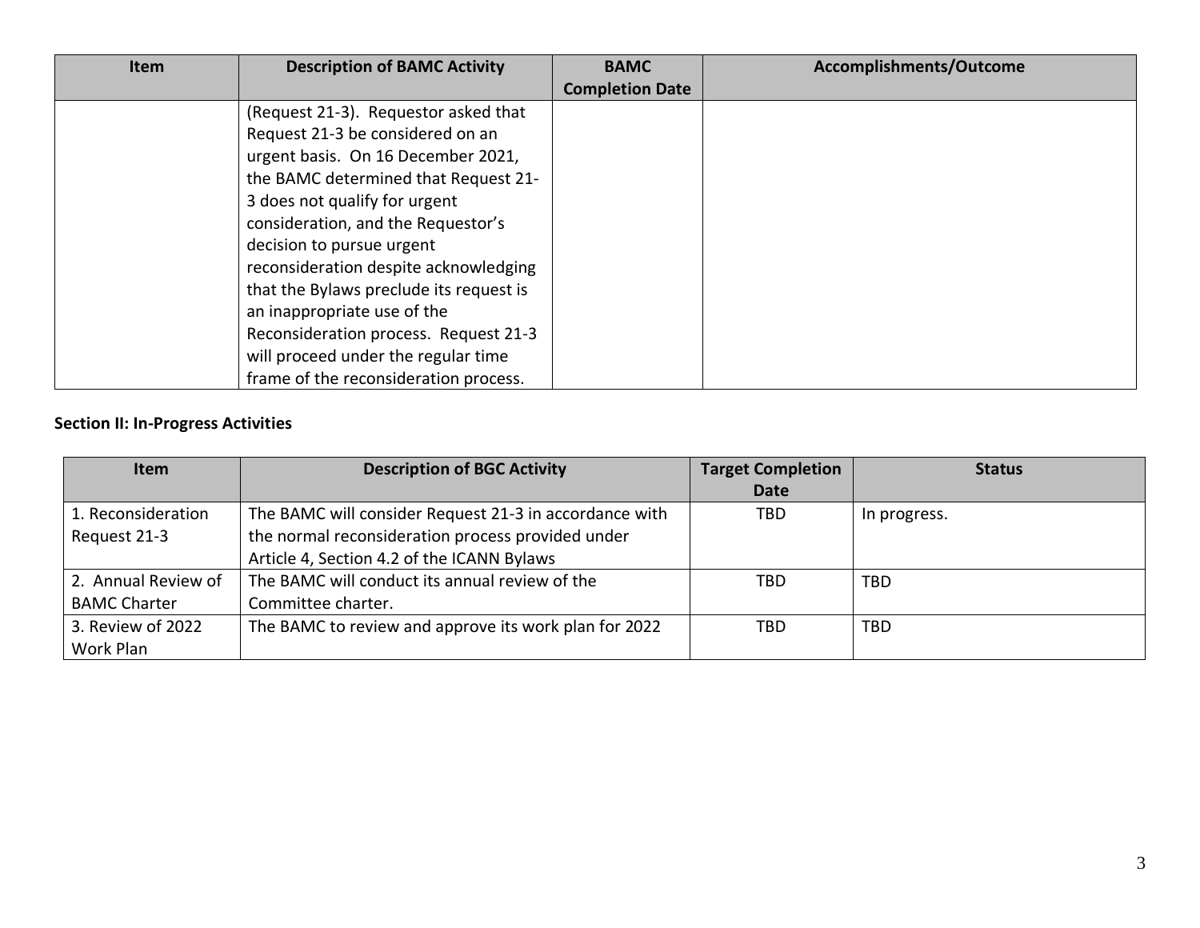| Item | Description of BAMC Activity | BAMC Completion Date | Accomplishments/Outcome |
|---|---|---|---|
| | (Request 21-3). Requestor asked that Request 21-3 be considered on an urgent basis. On 16 December 2021, the BAMC determined that Request 21-3 does not qualify for urgent consideration, and the Requestor's decision to pursue urgent reconsideration despite acknowledging that the Bylaws preclude its request is an inappropriate use of the Reconsideration process. Request 21-3 will proceed under the regular time frame of the reconsideration process. | | |

**Section II: In-Progress Activities**

| Item | Description of BGC Activity | Target Completion Date | Status |
|---|---|---|---|
| 1. Reconsideration Request 21-3 | The BAMC will consider Request 21-3 in accordance with the normal reconsideration process provided under Article 4, Section 4.2 of the ICANN Bylaws | TBD | In progress. |
| 2. Annual Review of BAMC Charter | The BAMC will conduct its annual review of the Committee charter. | TBD | TBD |
| 3. Review of 2022 Work Plan | The BAMC to review and approve its work plan for 2022 | TBD | TBD |